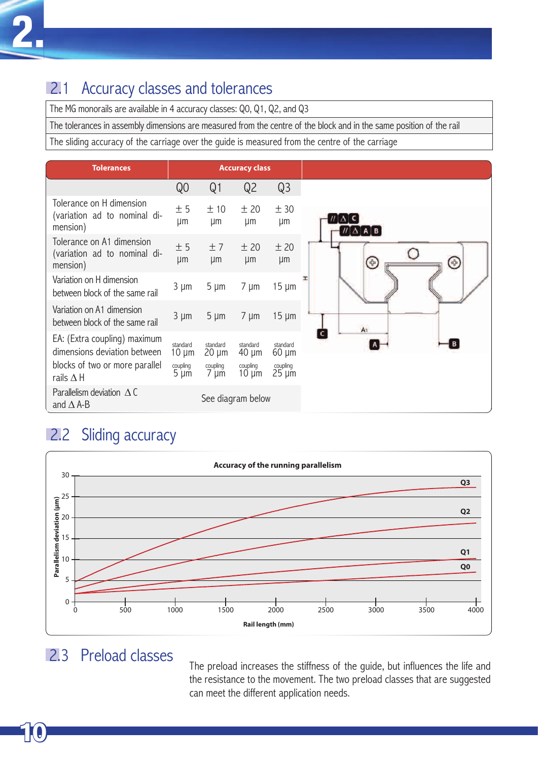# 2.

## 2.1 Accuracy classes and tolerances

| |
|---|
| The MG monorails are available in 4 accuracy classes: Q0, Q1, Q2, and Q3 |
| The tolerances in assembly dimensions are measured from the centre of the block and in the same position of the rail |
| The sliding accuracy of the carriage over the guide is measured from the centre of the carriage |

| Tolerances | Accuracy class | | | |
|---|---|---|---|---|
| | Q0 | Q1 | Q2 | Q3 |
| Tolerance on H dimension (variation ad to nominal dimension) | ± 5 µm | ± 10 µm | ± 20 µm | ± 30 µm |
| Tolerance on A1 dimension (variation ad to nominal dimension) | ± 5 µm | ± 7 µm | ± 20 µm | ± 20 µm |
| Variation on H dimension between block of the same rail | 3 µm | 5 µm | 7 µm | 15 µm |
| Variation on A1 dimension between block of the same rail | 3 µm | 5 µm | 7 µm | 15 µm |
| EA: (Extra coupling) maximum dimensions deviation between blocks of two or more parallel rails Δ H | standard 10 µm<br>coupling 5 µm | standard 20 µm<br>coupling 7 µm | standard 40 µm<br>coupling 10 µm | standard 60 µm<br>coupling 25 µm |
| Parallelism deviation Δ C and Δ A-B | See diagram below | | | |

## 2.2 Sliding accuracy

**Accuracy of the running parallelism**

(Chart: Parallelism deviation (µm), 0–30, versus Rail length (mm), 0–4000; curves Q3, Q2, Q1, Q0)

## 2.3 Preload classes

The preload increases the stiffness of the guide, but influences the life and the resistance to the movement. The two preload classes that are suggested can meet the different application needs.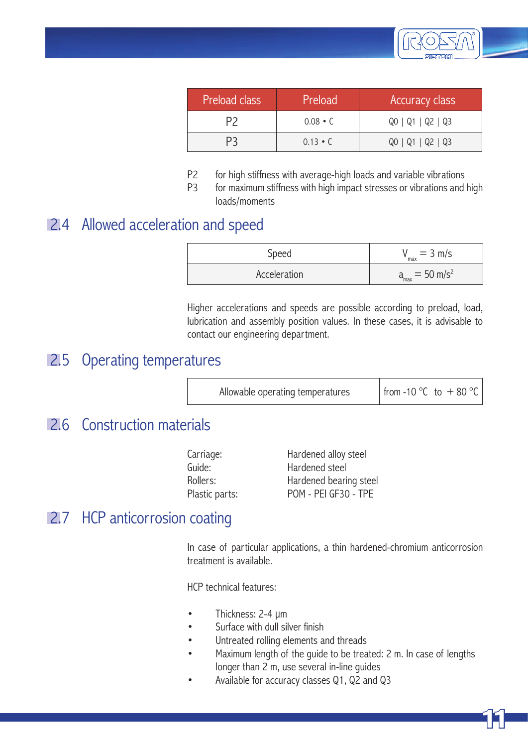| Preload class | Preload | Accuracy class |
|---|---|---|
| P2 | 0.08 • C | Q0 \| Q1 \| Q2 \| Q3 |
| P3 | 0.13 • C | Q0 \| Q1 \| Q2 \| Q3 |

P2 for high stiffness with average-high loads and variable vibrations

P3 for maximum stiffness with high impact stresses or vibrations and high loads/moments

## 2.4 Allowed acceleration and speed

| | |
|---|---|
| Speed | $V_{max} = 3$ m/s |
| Acceleration | $a_{max} = 50$ m/s$^2$ |

Higher accelerations and speeds are possible according to preload, load, lubrication and assembly position values. In these cases, it is advisable to contact our engineering department.

## 2.5 Operating temperatures

| | |
|---|---|
| Allowable operating temperatures | from -10 °C to + 80 °C |

## 2.6 Construction materials

| | |
|---|---|
| Carriage: | Hardened alloy steel |
| Guide: | Hardened steel |
| Rollers: | Hardened bearing steel |
| Plastic parts: | POM - PEI GF30 - TPE |

## 2.7 HCP anticorrosion coating

In case of particular applications, a thin hardened-chromium anticorrosion treatment is available.

HCP technical features:

- Thickness: 2-4 µm
- Surface with dull silver finish
- Untreated rolling elements and threads
- Maximum length of the guide to be treated: 2 m. In case of lengths longer than 2 m, use several in-line guides
- Available for accuracy classes Q1, Q2 and Q3